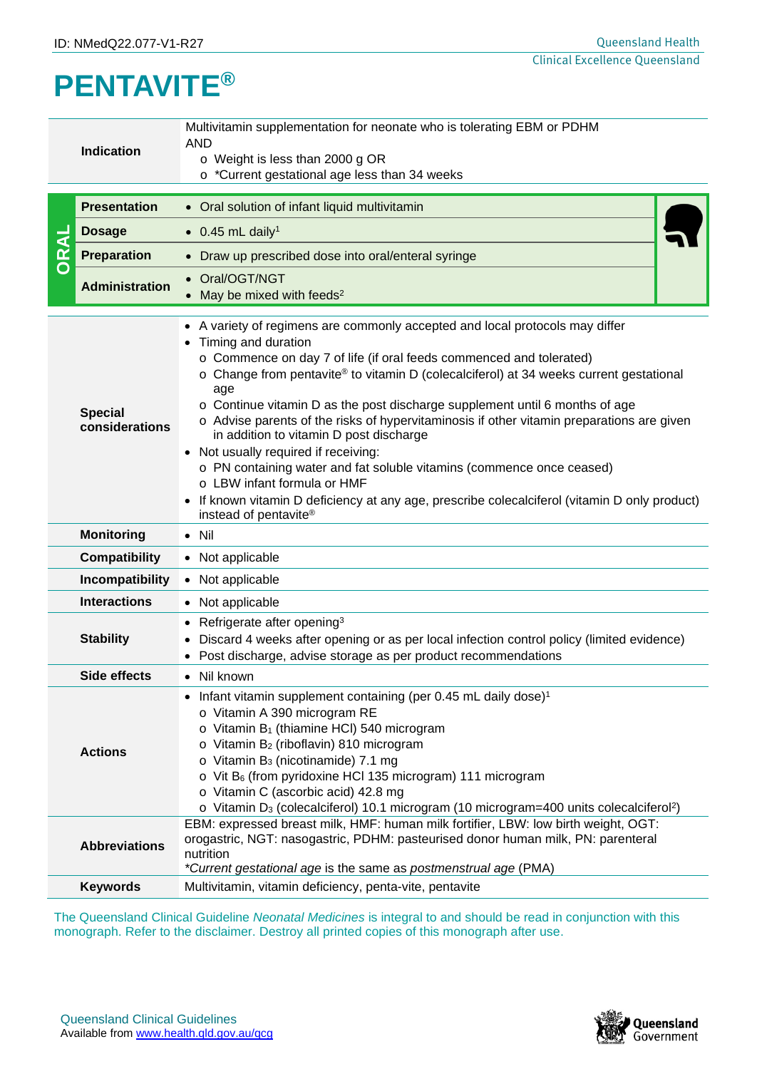ID: NMedQ22.077-V1-R27

# PENTAVITE®

| | |
|---|---|
| **Indication** | Multivitamin supplementation for neonate who is tolerating EBM or PDHM<br>AND<br>o Weight is less than 2000 g OR<br>o *Current gestational age less than 34 weeks |

**ORAL**

| | |
|---|---|
| **Presentation** | • Oral solution of infant liquid multivitamin |
| **Dosage** | • 0.45 mL daily[1] |
| **Preparation** | • Draw up prescribed dose into oral/enteral syringe |
| **Administration** | • Oral/OGT/NGT<br>• May be mixed with feeds[2] |

| | |
|---|---|
| **Special considerations** | • A variety of regimens are commonly accepted and local protocols may differ<br>• Timing and duration<br>o Commence on day 7 of life (if oral feeds commenced and tolerated)<br>o Change from pentavite® to vitamin D (colecalciferol) at 34 weeks current gestational age<br>o Continue vitamin D as the post discharge supplement until 6 months of age<br>o Advise parents of the risks of hypervitaminosis if other vitamin preparations are given in addition to vitamin D post discharge<br>• Not usually required if receiving:<br>o PN containing water and fat soluble vitamins (commence once ceased)<br>o LBW infant formula or HMF<br>• If known vitamin D deficiency at any age, prescribe colecalciferol (vitamin D only product) instead of pentavite® |
| **Monitoring** | • Nil |
| **Compatibility** | • Not applicable |
| **Incompatibility** | • Not applicable |
| **Interactions** | • Not applicable |
| **Stability** | • Refrigerate after opening[3]<br>• Discard 4 weeks after opening or as per local infection control policy (limited evidence)<br>• Post discharge, advise storage as per product recommendations |
| **Side effects** | • Nil known |
| **Actions** | • Infant vitamin supplement containing (per 0.45 mL daily dose)[1]<br>o Vitamin A 390 microgram RE<br>o Vitamin $B_1$ (thiamine HCl) 540 microgram<br>o Vitamin $B_2$ (riboflavin) 810 microgram<br>o Vitamin $B_3$ (nicotinamide) 7.1 mg<br>o Vit $B_6$ (from pyridoxine HCl 135 microgram) 111 microgram<br>o Vitamin C (ascorbic acid) 42.8 mg<br>o Vitamin $D_3$ (colecalciferol) 10.1 microgram (10 microgram=400 units colecalciferol[2]) |
| **Abbreviations** | EBM: expressed breast milk, HMF: human milk fortifier, LBW: low birth weight, OGT: orogastric, NGT: nasogastric, PDHM: pasteurised donor human milk, PN: parenteral nutrition<br>*Current gestational age* is the same as *postmenstrual age* (PMA) |
| **Keywords** | Multivitamin, vitamin deficiency, penta-vite, pentavite |

The Queensland Clinical Guideline *Neonatal Medicines* is integral to and should be read in conjunction with this monograph. Refer to the disclaimer. Destroy all printed copies of this monograph after use.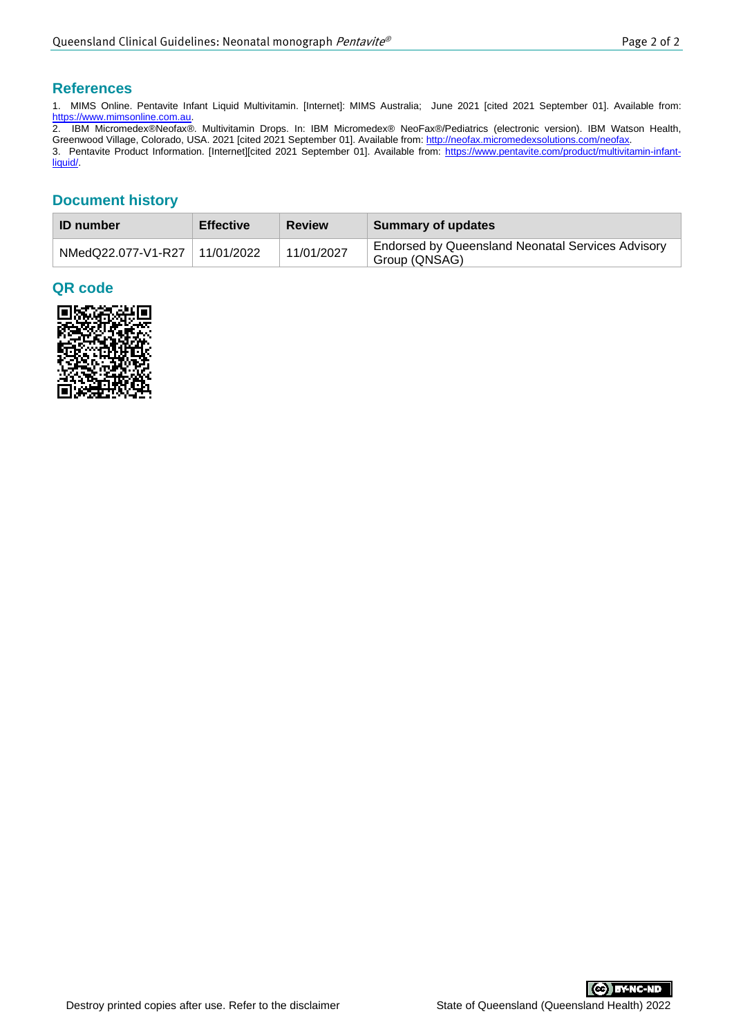## References

1. MIMS Online. Pentavite Infant Liquid Multivitamin. [Internet]: MIMS Australia; June 2021 [cited 2021 September 01]. Available from: https://www.mimsonline.com.au.
2. IBM Micromedex®Neofax®. Multivitamin Drops. In: IBM Micromedex® NeoFax®/Pediatrics (electronic version). IBM Watson Health, Greenwood Village, Colorado, USA. 2021 [cited 2021 September 01]. Available from: http://neofax.micromedexsolutions.com/neofax.
3. Pentavite Product Information. [Internet][cited 2021 September 01]. Available from: https://www.pentavite.com/product/multivitamin-infant-liquid/.

## Document history

| ID number | Effective | Review | Summary of updates |
|---|---|---|---|
| NMedQ22.077-V1-R27 | 11/01/2022 | 11/01/2027 | Endorsed by Queensland Neonatal Services Advisory Group (QNSAG) |

## QR code

Destroy printed copies after use. Refer to the disclaimer

State of Queensland (Queensland Health) 2022